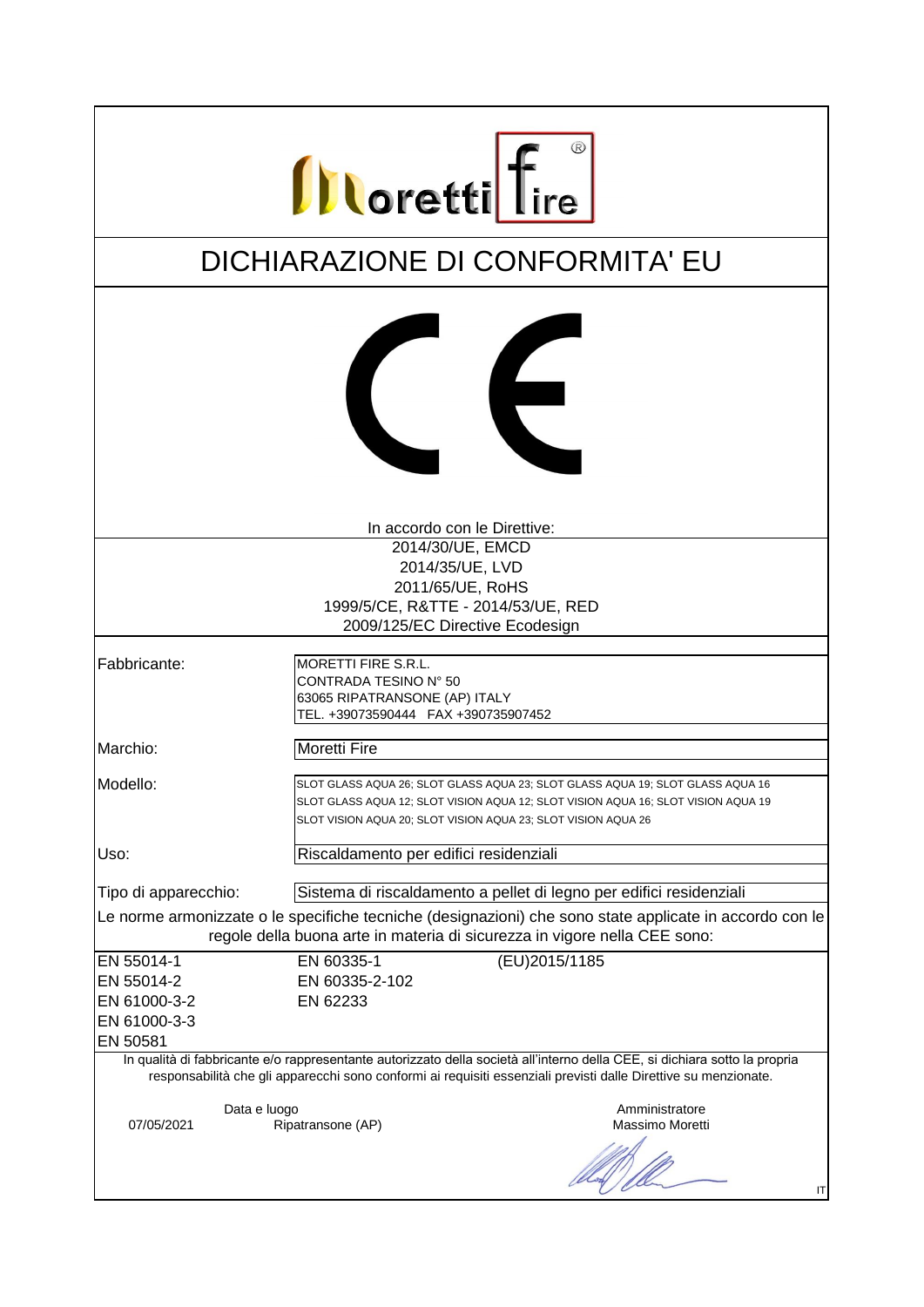# DICHIARAZIONE DI CONFORMITA' EU

In accordo con le Direttive:

2014/30/UE, EMCD
2014/35/UE, LVD
2011/65/UE, RoHS
1999/5/CE, R&TTE - 2014/53/UE, RED
2009/125/EC Directive Ecodesign

| | |
|---|---|
| Fabbricante: | MORETTI FIRE S.R.L.<br>CONTRADA TESINO N° 50<br>63065 RIPATRANSONE (AP) ITALY<br>TEL. +39073590444 FAX +390735907452 |
| Marchio: | Moretti Fire |
| Modello: | SLOT GLASS AQUA 26; SLOT GLASS AQUA 23; SLOT GLASS AQUA 19; SLOT GLASS AQUA 16<br>SLOT GLASS AQUA 12; SLOT VISION AQUA 12; SLOT VISION AQUA 16; SLOT VISION AQUA 19<br>SLOT VISION AQUA 20; SLOT VISION AQUA 23; SLOT VISION AQUA 26 |
| Uso: | Riscaldamento per edifici residenziali |
| Tipo di apparecchio: | Sistema di riscaldamento a pellet di legno per edifici residenziali |

Le norme armonizzate o le specifiche tecniche (designazioni) che sono state applicate in accordo con le regole della buona arte in materia di sicurezza in vigore nella CEE sono:

| | | |
|---|---|---|
| EN 55014-1 | EN 60335-1 | (EU)2015/1185 |
| EN 55014-2 | EN 60335-2-102 | |
| EN 61000-3-2 | EN 62233 | |
| EN 61000-3-3 | | |
| EN 50581 | | |

In qualità di fabbricante e/o rappresentante autorizzato della società all'interno della CEE, si dichiara sotto la propria responsabilità che gli apparecchi sono conformi ai requisiti essenziali previsti dalle Direttive su menzionate.

Data e luogo
07/05/2021 Ripatransone (AP)

Amministratore
Massimo Moretti

IT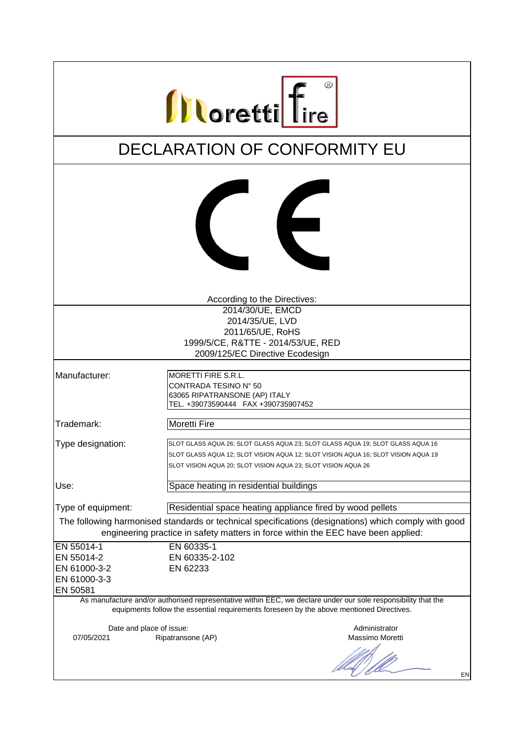Moretti fire®

# DECLARATION OF CONFORMITY EU

CE

According to the Directives:

2014/30/UE, EMCD
2014/35/UE, LVD
2011/65/UE, RoHS
1999/5/CE, R&TTE - 2014/53/UE, RED
2009/125/EC Directive Ecodesign

| | |
|---|---|
| Manufacturer: | MORETTI FIRE S.R.L.<br>CONTRADA TESINO N° 50<br>63065 RIPATRANSONE (AP) ITALY<br>TEL. +39073590444 FAX +390735907452 |
| Trademark: | Moretti Fire |
| Type designation: | SLOT GLASS AQUA 26; SLOT GLASS AQUA 23; SLOT GLASS AQUA 19; SLOT GLASS AQUA 16<br>SLOT GLASS AQUA 12; SLOT VISION AQUA 12; SLOT VISION AQUA 16; SLOT VISION AQUA 19<br>SLOT VISION AQUA 20; SLOT VISION AQUA 23; SLOT VISION AQUA 26 |
| Use: | Space heating in residential buildings |
| Type of equipment: | Residential space heating appliance fired by wood pellets |

The following harmonised standards or technical specifications (designations) which comply with good engineering practice in safety matters in force within the EEC have been applied:

| | |
|---|---|
| EN 55014-1 | EN 60335-1 |
| EN 55014-2 | EN 60335-2-102 |
| EN 61000-3-2 | EN 62233 |
| EN 61000-3-3 | |
| EN 50581 | |

As manufacture and/or authorised representative within EEC, we declare under our sole responsibility that the equipments follow the essential requirements foreseen by the above mentioned Directives.

Date and place of issue:
07/05/2021 Ripatransone (AP)

Administrator
Massimo Moretti

EN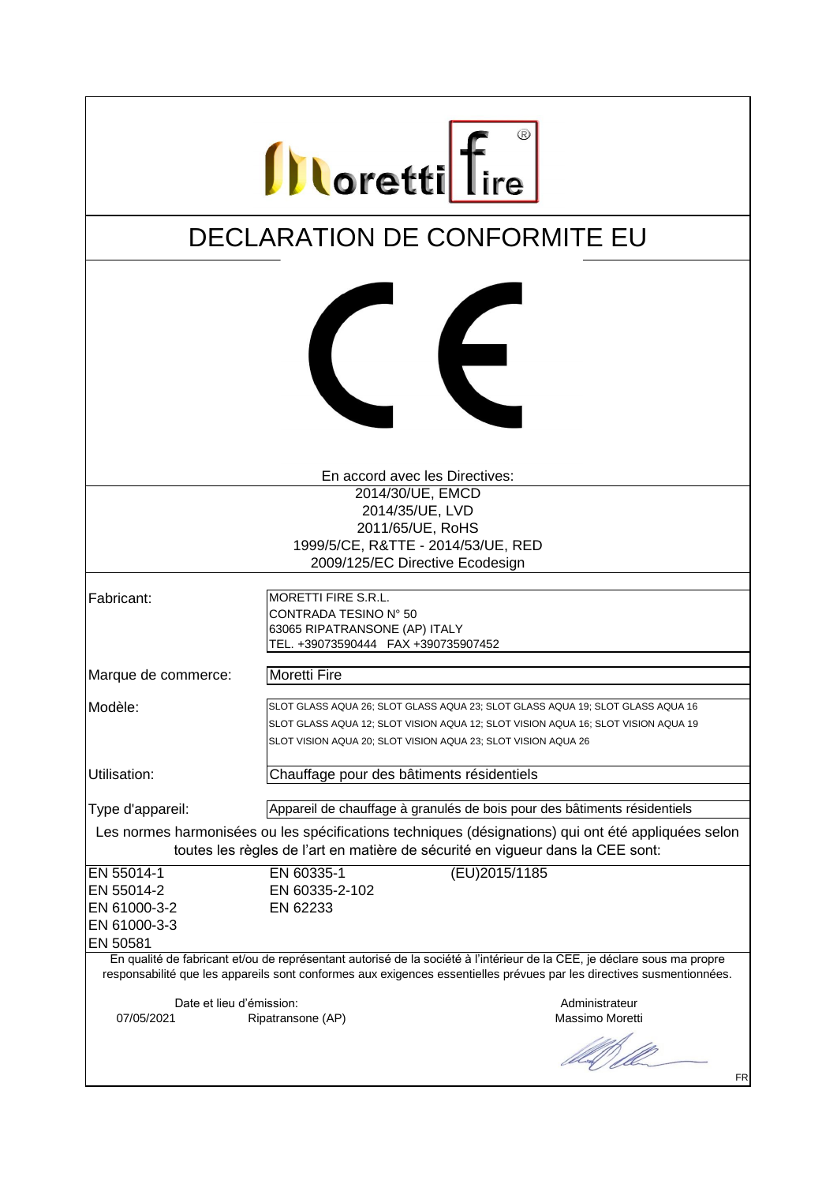Moretti fire®

# DECLARATION DE CONFORMITE EU

CE

En accord avec les Directives:

2014/30/UE, EMCD
2014/35/UE, LVD
2011/65/UE, RoHS
1999/5/CE, R&TTE - 2014/53/UE, RED
2009/125/EC Directive Ecodesign

| | |
|---|---|
| Fabricant: | MORETTI FIRE S.R.L.<br>CONTRADA TESINO N° 50<br>63065 RIPATRANSONE (AP) ITALY<br>TEL. +39073590444 FAX +390735907452 |
| Marque de commerce: | Moretti Fire |
| Modèle: | SLOT GLASS AQUA 26; SLOT GLASS AQUA 23; SLOT GLASS AQUA 19; SLOT GLASS AQUA 16<br>SLOT GLASS AQUA 12; SLOT VISION AQUA 12; SLOT VISION AQUA 16; SLOT VISION AQUA 19<br>SLOT VISION AQUA 20; SLOT VISION AQUA 23; SLOT VISION AQUA 26 |
| Utilisation: | Chauffage pour des bâtiments résidentiels |
| Type d'appareil: | Appareil de chauffage à granulés de bois pour des bâtiments résidentiels |

Les normes harmonisées ou les spécifications techniques (désignations) qui ont été appliquées selon toutes les règles de l'art en matière de sécurité en vigueur dans la CEE sont:

| | | |
|---|---|---|
| EN 55014-1 | EN 60335-1 | (EU)2015/1185 |
| EN 55014-2 | EN 60335-2-102 | |
| EN 61000-3-2 | EN 62233 | |
| EN 61000-3-3 | | |
| EN 50581 | | |

En qualité de fabricant et/ou de représentant autorisé de la société à l'intérieur de la CEE, je déclare sous ma propre responsabilité que les appareils sont conformes aux exigences essentielles prévues par les directives susmentionnées.

Date et lieu d'émission:
07/05/2021 Ripatransone (AP)

Administrateur
Massimo Moretti

FR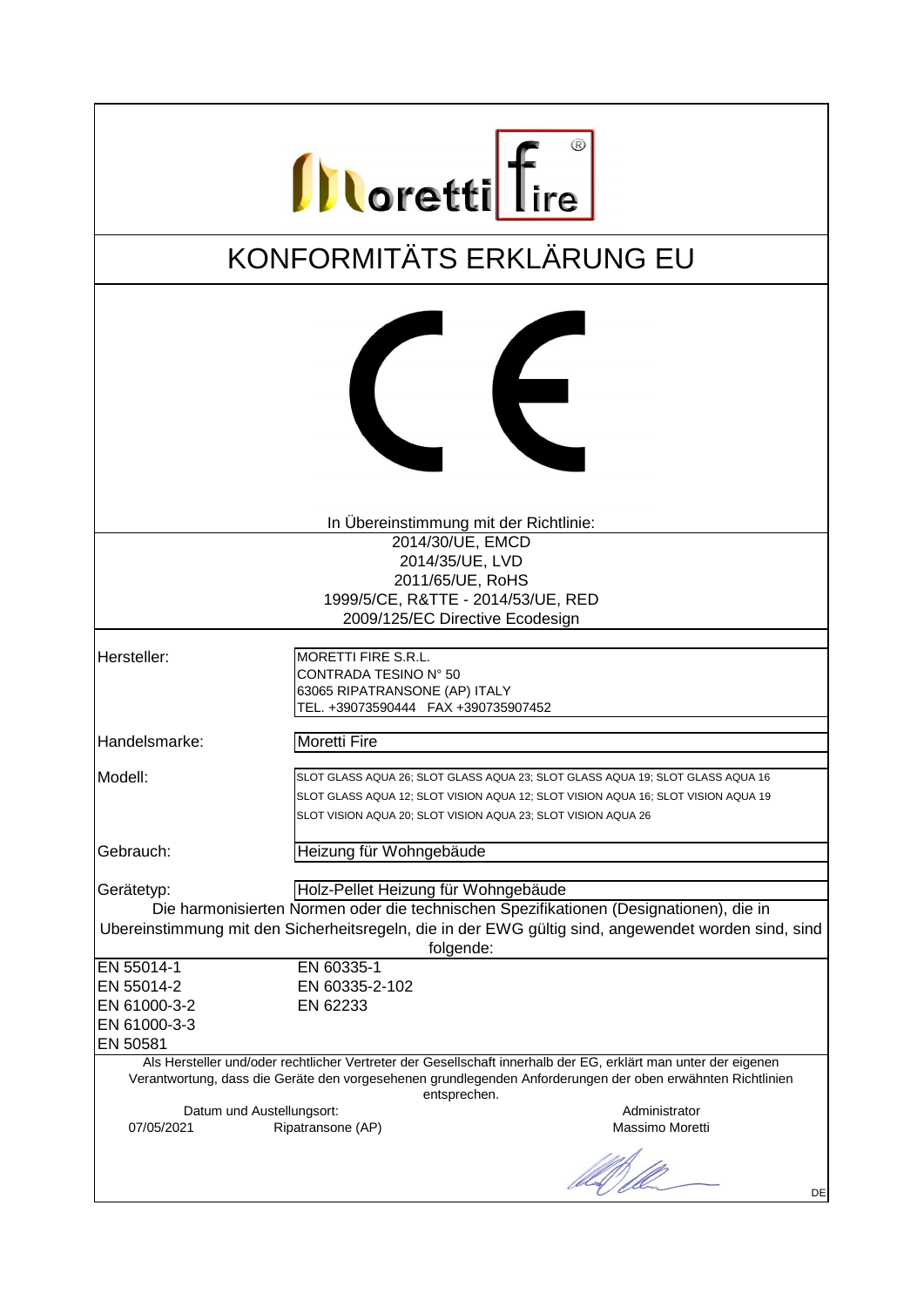Moretti fire®

# KONFORMITÄTS ERKLÄRUNG EU

CE

In Übereinstimmung mit der Richtlinie:

2014/30/UE, EMCD
2014/35/UE, LVD
2011/65/UE, RoHS
1999/5/CE, R&TTE - 2014/53/UE, RED
2009/125/EC Directive Ecodesign

| | |
|---|---|
| Hersteller: | MORETTI FIRE S.R.L.<br>CONTRADA TESINO N° 50<br>63065 RIPATRANSONE (AP) ITALY<br>TEL. +39073590444 FAX +390735907452 |
| Handelsmarke: | Moretti Fire |
| Modell: | SLOT GLASS AQUA 26; SLOT GLASS AQUA 23; SLOT GLASS AQUA 19; SLOT GLASS AQUA 16<br>SLOT GLASS AQUA 12; SLOT VISION AQUA 12; SLOT VISION AQUA 16; SLOT VISION AQUA 19<br>SLOT VISION AQUA 20; SLOT VISION AQUA 23; SLOT VISION AQUA 26 |
| Gebrauch: | Heizung für Wohngebäude |
| Gerätetyp: | Holz-Pellet Heizung für Wohngebäude |

Die harmonisierten Normen oder die technischen Spezifikationen (Designationen), die in Ubereinstimmung mit den Sicherheitsregeln, die in der EWG gültig sind, angewendet worden sind, sind folgende:

| | |
|---|---|
| EN 55014-1 | EN 60335-1 |
| EN 55014-2 | EN 60335-2-102 |
| EN 61000-3-2 | EN 62233 |
| EN 61000-3-3 | |
| EN 50581 | |

Als Hersteller und/oder rechtlicher Vertreter der Gesellschaft innerhalb der EG, erklärt man unter der eigenen Verantwortung, dass die Geräte den vorgesehenen grundlegenden Anforderungen der oben erwähnten Richtlinien entsprechen.

Datum und Austellungsort:
07/05/2021 Ripatransone (AP)

Administrator
Massimo Moretti

DE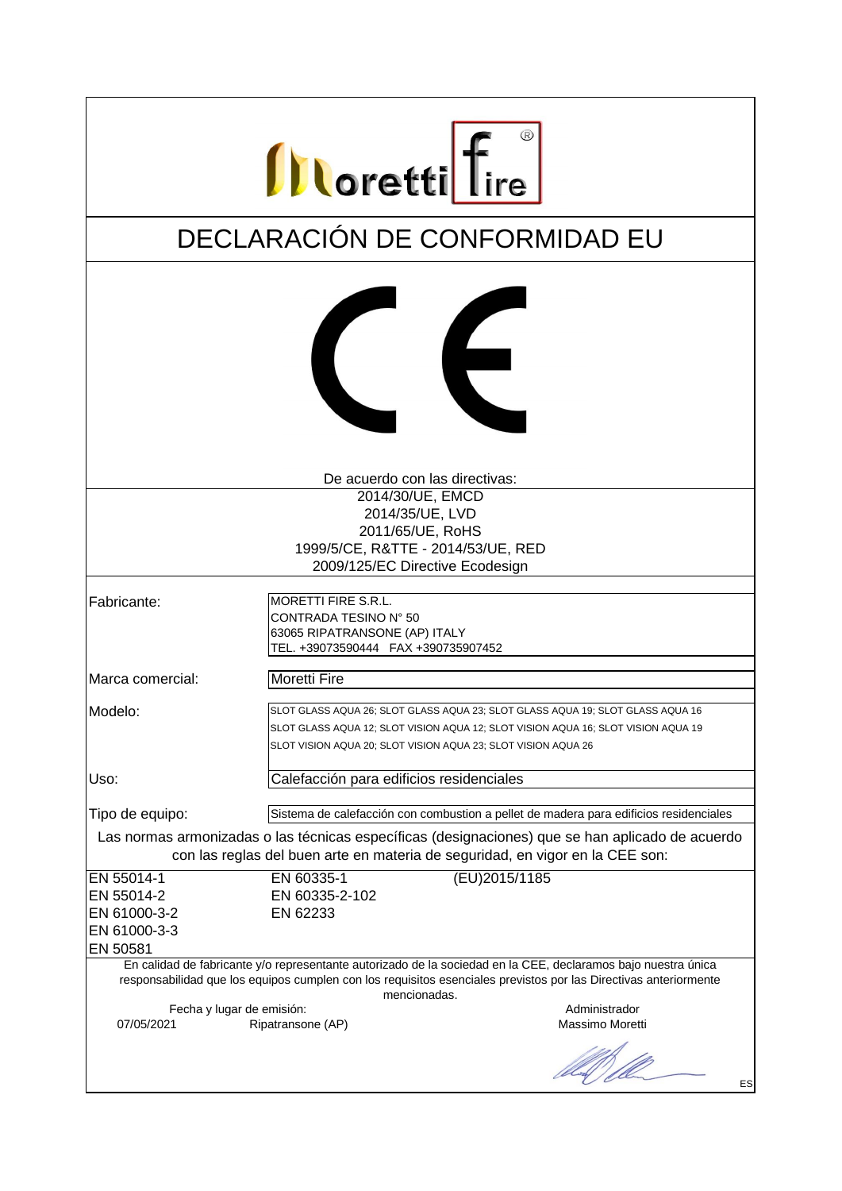# DECLARACIÓN DE CONFORMIDAD EU

De acuerdo con las directivas:

2014/30/UE, EMCD
2014/35/UE, LVD
2011/65/UE, RoHS
1999/5/CE, R&TTE - 2014/53/UE, RED
2009/125/EC Directive Ecodesign

| | |
|---|---|
| Fabricante: | MORETTI FIRE S.R.L.<br>CONTRADA TESINO N° 50<br>63065 RIPATRANSONE (AP) ITALY<br>TEL. +39073590444 FAX +390735907452 |
| Marca comercial: | Moretti Fire |
| Modelo: | SLOT GLASS AQUA 26; SLOT GLASS AQUA 23; SLOT GLASS AQUA 19; SLOT GLASS AQUA 16<br>SLOT GLASS AQUA 12; SLOT VISION AQUA 12; SLOT VISION AQUA 16; SLOT VISION AQUA 19<br>SLOT VISION AQUA 20; SLOT VISION AQUA 23; SLOT VISION AQUA 26 |
| Uso: | Calefacción para edificios residenciales |
| Tipo de equipo: | Sistema de calefacción con combustion a pellet de madera para edificios residenciales |

Las normas armonizadas o las técnicas específicas (designaciones) que se han aplicado de acuerdo con las reglas del buen arte en materia de seguridad, en vigor en la CEE son:

| | | |
|---|---|---|
| EN 55014-1 | EN 60335-1 | (EU)2015/1185 |
| EN 55014-2 | EN 60335-2-102 | |
| EN 61000-3-2 | EN 62233 | |
| EN 61000-3-3 | | |
| EN 50581 | | |

En calidad de fabricante y/o representante autorizado de la sociedad en la CEE, declaramos bajo nuestra única responsabilidad que los equipos cumplen con los requisitos esenciales previstos por las Directivas anteriormente mencionadas.

Fecha y lugar de emisión:
07/05/2021 Ripatransone (AP)

Administrador
Massimo Moretti

ES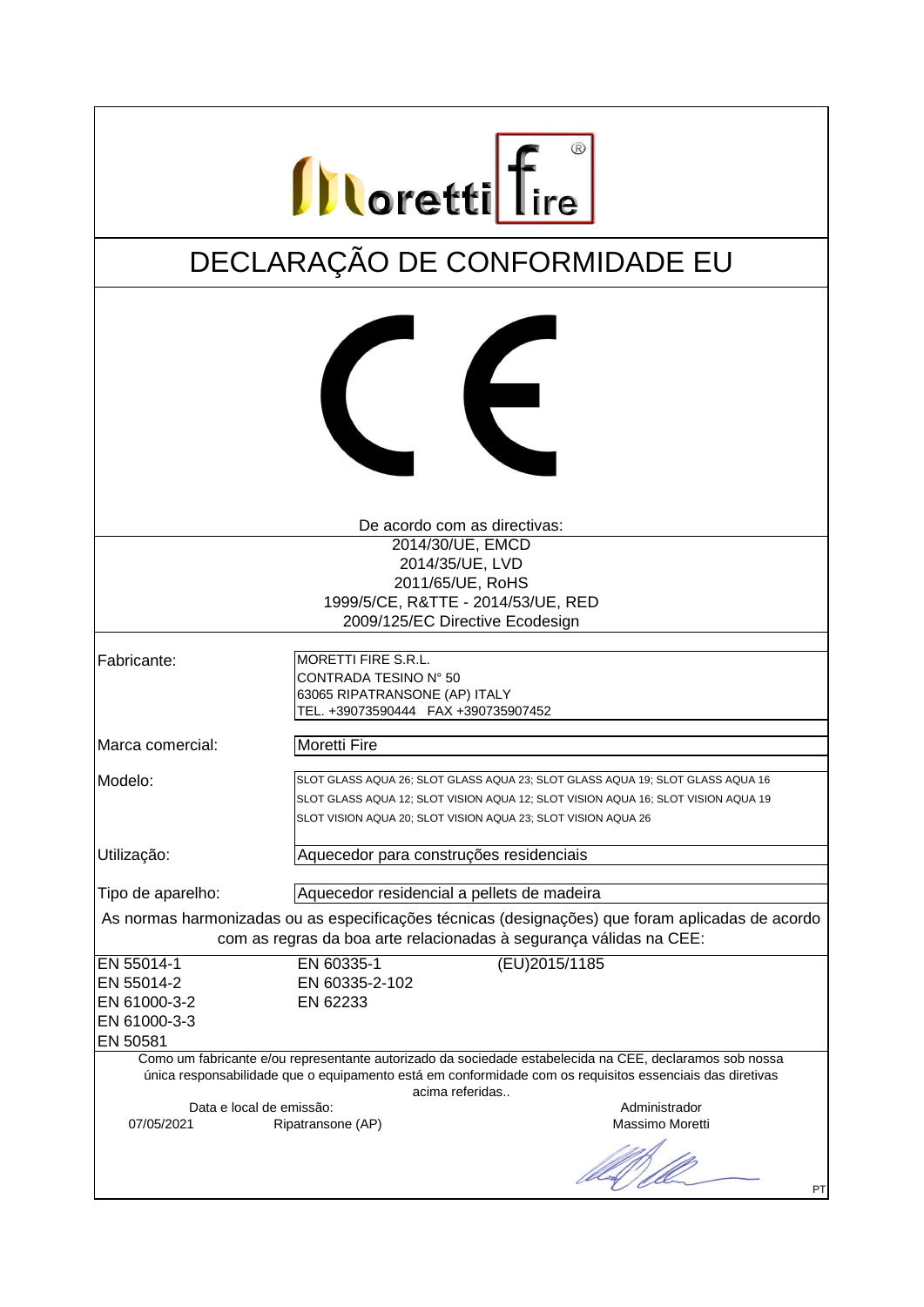# DECLARAÇÃO DE CONFORMIDADE EU

CE

De acordo com as directivas:

2014/30/UE, EMCD
2014/35/UE, LVD
2011/65/UE, RoHS
1999/5/CE, R&TTE - 2014/53/UE, RED
2009/125/EC Directive Ecodesign

| | |
|---|---|
| Fabricante: | MORETTI FIRE S.R.L.<br>CONTRADA TESINO N° 50<br>63065 RIPATRANSONE (AP) ITALY<br>TEL. +39073590444 FAX +390735907452 |
| Marca comercial: | Moretti Fire |
| Modelo: | SLOT GLASS AQUA 26; SLOT GLASS AQUA 23; SLOT GLASS AQUA 19; SLOT GLASS AQUA 16<br>SLOT GLASS AQUA 12; SLOT VISION AQUA 12; SLOT VISION AQUA 16; SLOT VISION AQUA 19<br>SLOT VISION AQUA 20; SLOT VISION AQUA 23; SLOT VISION AQUA 26 |
| Utilização: | Aquecedor para construções residenciais |
| Tipo de aparelho: | Aquecedor residencial a pellets de madeira |

As normas harmonizadas ou as especificações técnicas (designações) que foram aplicadas de acordo com as regras da boa arte relacionadas à segurança válidas na CEE:

| | | |
|---|---|---|
| EN 55014-1 | EN 60335-1 | (EU)2015/1185 |
| EN 55014-2 | EN 60335-2-102 | |
| EN 61000-3-2 | EN 62233 | |
| EN 61000-3-3 | | |
| EN 50581 | | |

Como um fabricante e/ou representante autorizado da sociedade estabelecida na CEE, declaramos sob nossa única responsabilidade que o equipamento está em conformidade com os requisitos essenciais das diretivas acima referidas..

Data e local de emissão:
07/05/2021 Ripatransone (AP)

Administrador
Massimo Moretti

PT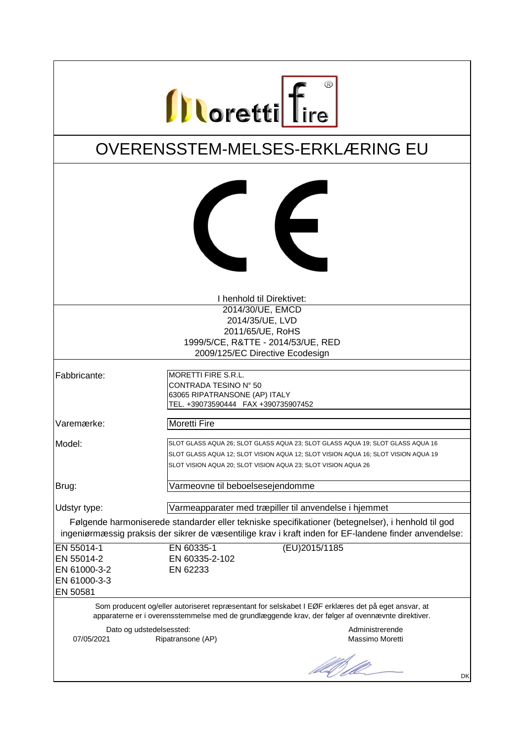# OVERENSSTEM-MELSES-ERKLÆRING EU

I henhold til Direktivet:

2014/30/UE, EMCD
2014/35/UE, LVD
2011/65/UE, RoHS
1999/5/CE, R&TTE - 2014/53/UE, RED
2009/125/EC Directive Ecodesign

| | |
|---|---|
| Fabbricante: | MORETTI FIRE S.R.L.<br>CONTRADA TESINO N° 50<br>63065 RIPATRANSONE (AP) ITALY<br>TEL. +39073590444 FAX +390735907452 |
| Varemærke: | Moretti Fire |
| Model: | SLOT GLASS AQUA 26; SLOT GLASS AQUA 23; SLOT GLASS AQUA 19; SLOT GLASS AQUA 16<br>SLOT GLASS AQUA 12; SLOT VISION AQUA 12; SLOT VISION AQUA 16; SLOT VISION AQUA 19<br>SLOT VISION AQUA 20; SLOT VISION AQUA 23; SLOT VISION AQUA 26 |
| Brug: | Varmeovne til beboelsesejendomme |
| Udstyr type: | Varmeapparater med træpiller til anvendelse i hjemmet |

Følgende harmoniserede standarder eller tekniske specifikationer (betegnelser), i henhold til god ingeniørmæssig praksis der sikrer de væsentilige krav i kraft inden for EF-landene finder anvendelse:

| | | |
|---|---|---|
| EN 55014-1 | EN 60335-1 | (EU)2015/1185 |
| EN 55014-2 | EN 60335-2-102 | |
| EN 61000-3-2 | EN 62233 | |
| EN 61000-3-3 | | |
| EN 50581 | | |

Som producent og/eller autoriseret repræsentant for selskabet I EØF erklæres det på eget ansvar, at apparaterne er i overensstemmelse med de grundlæggende krav, der følger af ovennævnte direktiver.

Dato og udstedelsessted:
07/05/2021 Ripatransone (AP)

Administrerende
Massimo Moretti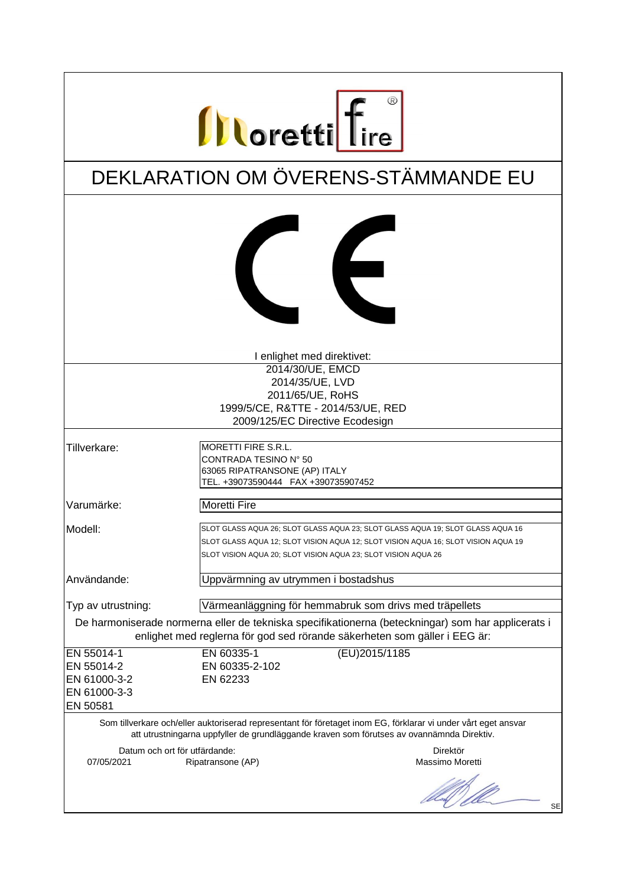Moretti fire®

# DEKLARATION OM ÖVERENS-STÄMMANDE EU

CE

I enlighet med direktivet:

2014/30/UE, EMCD
2014/35/UE, LVD
2011/65/UE, RoHS
1999/5/CE, R&TTE - 2014/53/UE, RED
2009/125/EC Directive Ecodesign

| | |
|---|---|
| Tillverkare: | MORETTI FIRE S.R.L.<br>CONTRADA TESINO N° 50<br>63065 RIPATRANSONE (AP) ITALY<br>TEL. +39073590444 FAX +390735907452 |
| Varumärke: | Moretti Fire |
| Modell: | SLOT GLASS AQUA 26; SLOT GLASS AQUA 23; SLOT GLASS AQUA 19; SLOT GLASS AQUA 16<br>SLOT GLASS AQUA 12; SLOT VISION AQUA 12; SLOT VISION AQUA 16; SLOT VISION AQUA 19<br>SLOT VISION AQUA 20; SLOT VISION AQUA 23; SLOT VISION AQUA 26 |
| Användande: | Uppvärmning av utrymmen i bostadshus |
| Typ av utrustning: | Värmeanläggning för hemmabruk som drivs med träpellets |

De harmoniserade normerna eller de tekniska specifikationerna (beteckningar) som har applicerats i enlighet med reglerna för god sed rörande säkerheten som gäller i EEG är:

| | | |
|---|---|---|
| EN 55014-1 | EN 60335-1 | (EU)2015/1185 |
| EN 55014-2 | EN 60335-2-102 | |
| EN 61000-3-2 | EN 62233 | |
| EN 61000-3-3 | | |
| EN 50581 | | |

Som tillverkare och/eller auktoriserad representant för företaget inom EG, förklarar vi under vårt eget ansvar att utrustningarna uppfyller de grundläggande kraven som förutses av ovannämnda Direktiv.

Datum och ort för utfärdande:
07/05/2021 Ripatransone (AP)

Direktör
Massimo Moretti

SE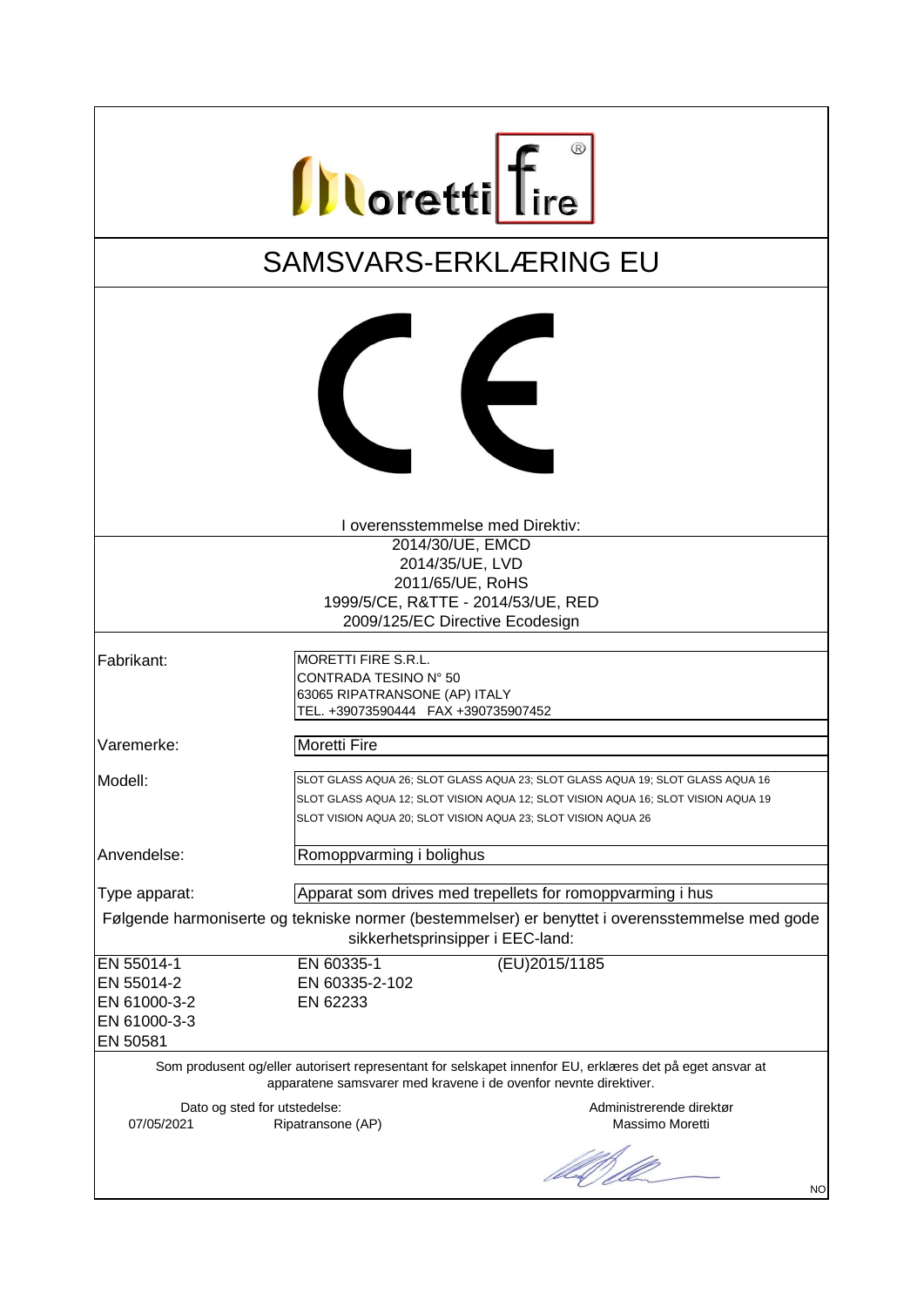Moretti fire®

# SAMSVARS-ERKLÆRING EU

CE

I overensstemmelse med Direktiv:

2014/30/UE, EMCD
2014/35/UE, LVD
2011/65/UE, RoHS
1999/5/CE, R&TTE - 2014/53/UE, RED
2009/125/EC Directive Ecodesign

| | |
|---|---|
| Fabrikant: | MORETTI FIRE S.R.L.<br>CONTRADA TESINO N° 50<br>63065 RIPATRANSONE (AP) ITALY<br>TEL. +39073590444 FAX +390735907452 |
| Varemerke: | Moretti Fire |
| Modell: | SLOT GLASS AQUA 26; SLOT GLASS AQUA 23; SLOT GLASS AQUA 19; SLOT GLASS AQUA 16<br>SLOT GLASS AQUA 12; SLOT VISION AQUA 12; SLOT VISION AQUA 16; SLOT VISION AQUA 19<br>SLOT VISION AQUA 20; SLOT VISION AQUA 23; SLOT VISION AQUA 26 |
| Anvendelse: | Romoppvarming i bolighus |
| Type apparat: | Apparat som drives med trepellets for romoppvarming i hus |

Følgende harmoniserte og tekniske normer (bestemmelser) er benyttet i overensstemmelse med gode sikkerhetsprinsipper i EEC-land:

| | | |
|---|---|---|
| EN 55014-1 | EN 60335-1 | (EU)2015/1185 |
| EN 55014-2 | EN 60335-2-102 | |
| EN 61000-3-2 | EN 62233 | |
| EN 61000-3-3 | | |
| EN 50581 | | |

Som produsent og/eller autorisert representant for selskapet innenfor EU, erklæres det på eget ansvar at apparatene samsvarer med kravene i de ovenfor nevnte direktiver.

Dato og sted for utstedelse:
07/05/2021 Ripatransone (AP)

Administrerende direktør
Massimo Moretti

NO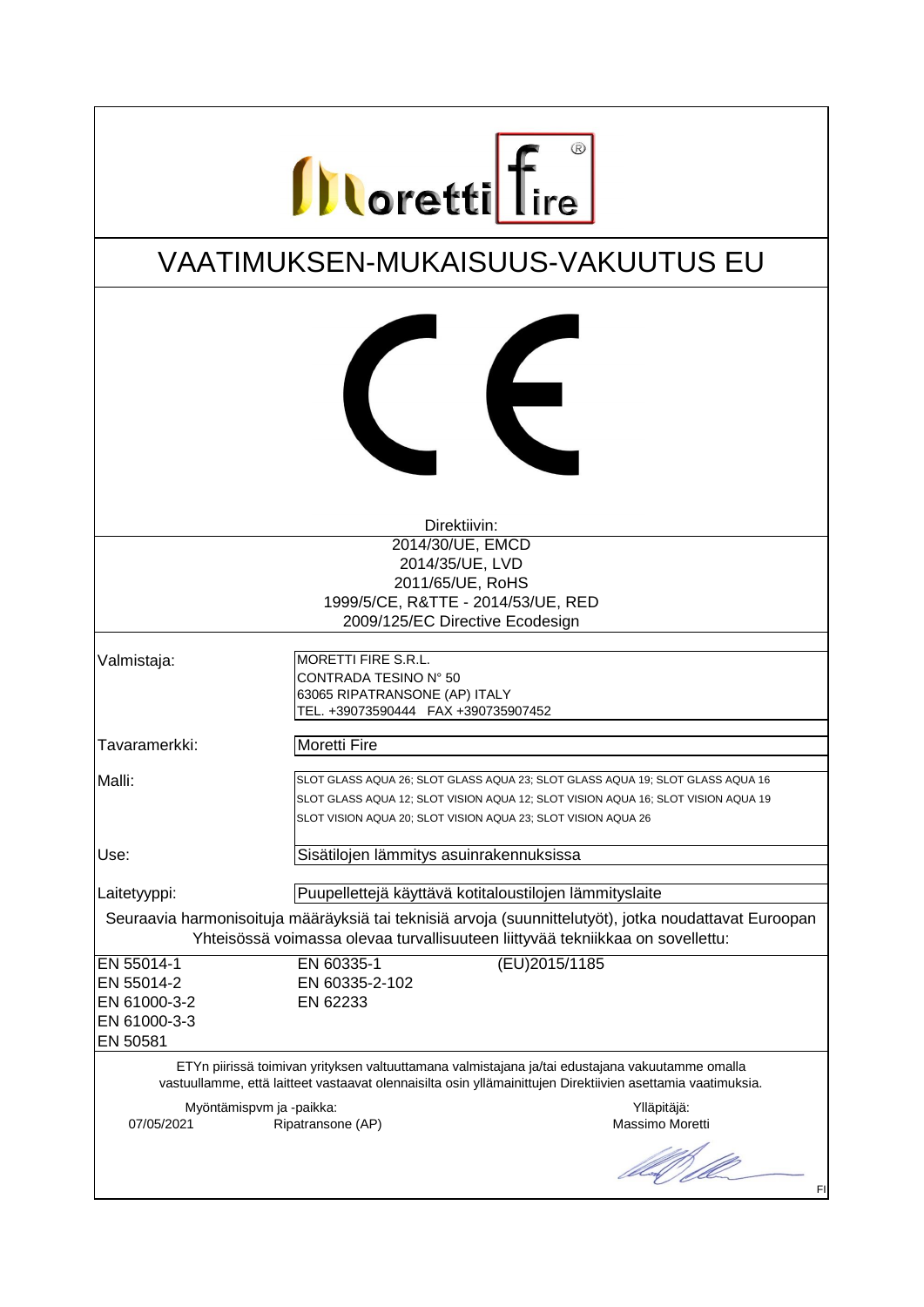# VAATIMUKSEN-MUKAISUUS-VAKUUTUS EU

Direktiivin:

2014/30/UE, EMCD
2014/35/UE, LVD
2011/65/UE, RoHS
1999/5/CE, R&TTE - 2014/53/UE, RED
2009/125/EC Directive Ecodesign

| | |
|---|---|
| Valmistaja: | MORETTI FIRE S.R.L.<br>CONTRADA TESINO N° 50<br>63065 RIPATRANSONE (AP) ITALY<br>TEL. +39073590444 FAX +390735907452 |
| Tavaramerkki: | Moretti Fire |
| Malli: | SLOT GLASS AQUA 26; SLOT GLASS AQUA 23; SLOT GLASS AQUA 19; SLOT GLASS AQUA 16<br>SLOT GLASS AQUA 12; SLOT VISION AQUA 12; SLOT VISION AQUA 16; SLOT VISION AQUA 19<br>SLOT VISION AQUA 20; SLOT VISION AQUA 23; SLOT VISION AQUA 26 |
| Use: | Sisätilojen lämmitys asuinrakennuksissa |
| Laitetyyppi: | Puupellettejä käyttävä kotitaloustilojen lämmityslaite |

Seuraavia harmonisoituja määräyksiä tai teknisiä arvoja (suunnittelutyöt), jotka noudattavat Euroopan Yhteisössä voimassa olevaa turvallisuuteen liittyvää tekniikkaa on sovellettu:

| | | |
|---|---|---|
| EN 55014-1 | EN 60335-1 | (EU)2015/1185 |
| EN 55014-2 | EN 60335-2-102 | |
| EN 61000-3-2 | EN 62233 | |
| EN 61000-3-3 | | |
| EN 50581 | | |

ETYn piirissä toimivan yrityksen valtuuttamana valmistajana ja/tai edustajana vakuutamme omalla vastuullamme, että laitteet vastaavat olennaisilta osin yllämainittujen Direktiivien asettamia vaatimuksia.

Myöntämispvm ja -paikka:
07/05/2021 Ripatransone (AP)

Ylläpitäjä:
Massimo Moretti

FI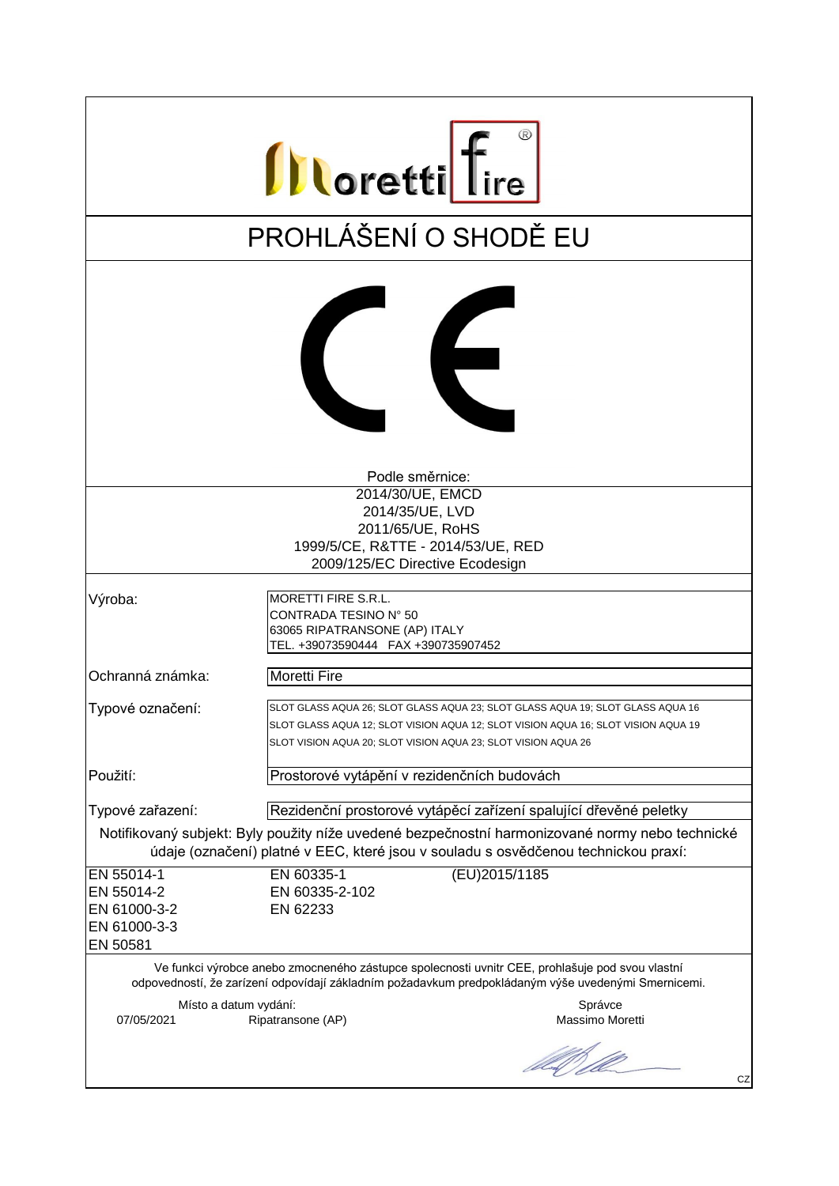Moretti fire®

# PROHLÁŠENÍ O SHODĚ EU

CE

Podle směrnice:

2014/30/UE, EMCD
2014/35/UE, LVD
2011/65/UE, RoHS
1999/5/CE, R&TTE - 2014/53/UE, RED
2009/125/EC Directive Ecodesign

| | |
|---|---|
| Výroba: | MORETTI FIRE S.R.L.<br>CONTRADA TESINO N° 50<br>63065 RIPATRANSONE (AP) ITALY<br>TEL. +39073590444 FAX +390735907452 |
| Ochranná známka: | Moretti Fire |
| Typové označení: | SLOT GLASS AQUA 26; SLOT GLASS AQUA 23; SLOT GLASS AQUA 19; SLOT GLASS AQUA 16<br>SLOT GLASS AQUA 12; SLOT VISION AQUA 12; SLOT VISION AQUA 16; SLOT VISION AQUA 19<br>SLOT VISION AQUA 20; SLOT VISION AQUA 23; SLOT VISION AQUA 26 |
| Použití: | Prostorové vytápění v rezidenčních budovách |
| Typové zařazení: | Rezidenční prostorové vytápěcí zařízení spalující dřevěné peletky |

Notifikovaný subjekt: Byly použity níže uvedené bezpečnostní harmonizované normy nebo technické údaje (označení) platné v EEC, které jsou v souladu s osvědčenou technickou praxí:

| | | |
|---|---|---|
| EN 55014-1 | EN 60335-1 | (EU)2015/1185 |
| EN 55014-2 | EN 60335-2-102 | |
| EN 61000-3-2 | EN 62233 | |
| EN 61000-3-3 | | |
| EN 50581 | | |

Ve funkci výrobce anebo zmocneného zástupce spolecnosti uvnitr CEE, prohlašuje pod svou vlastní odpovedností, že zarízení odpovídají základním požadavkum predpokládaným výše uvedenými Smernicemi.

Místo a datum vydání:
07/05/2021 Ripatransone (AP)

Správce
Massimo Moretti

CZ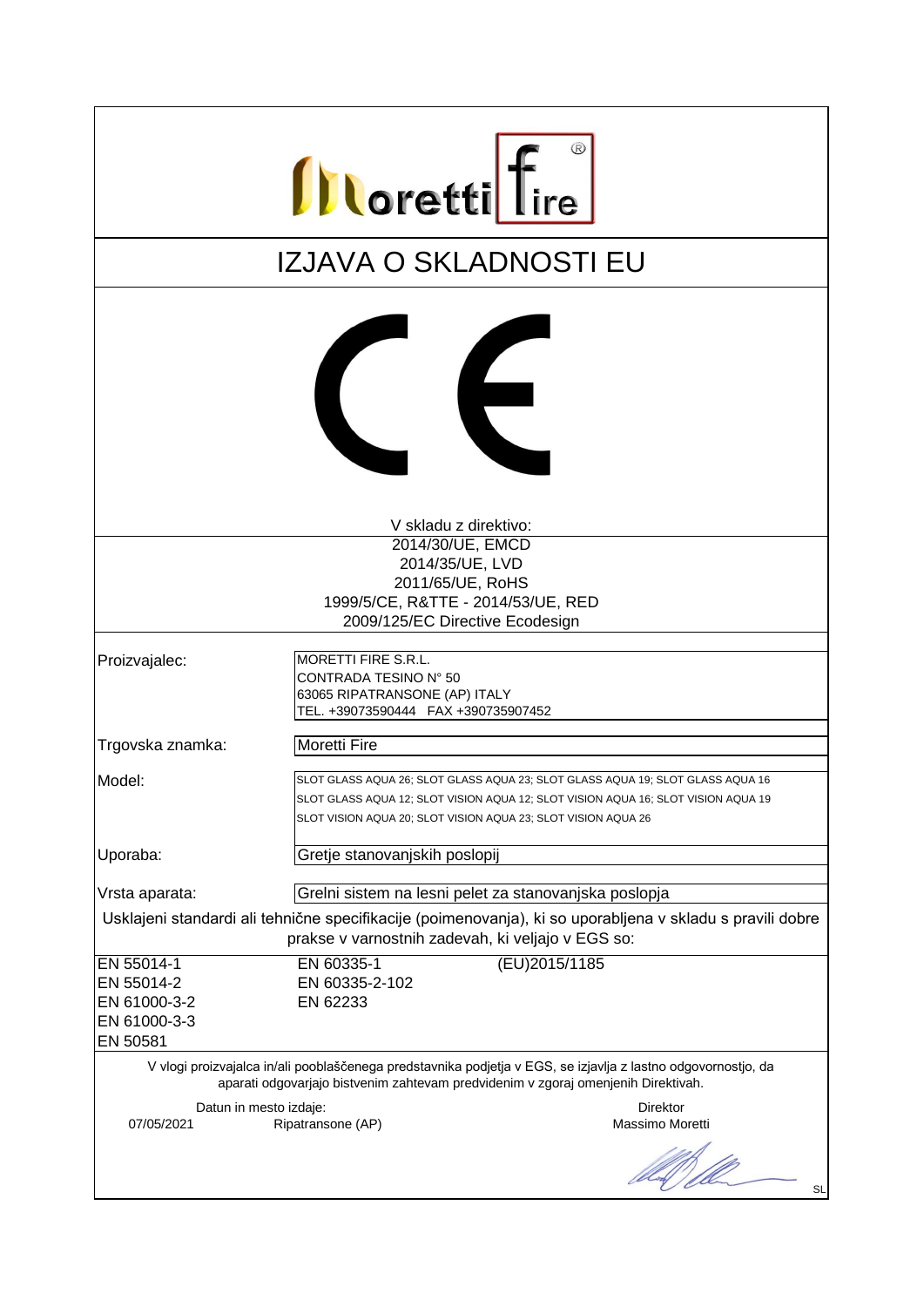# IZJAVA O SKLADNOSTI EU

V skladu z direktivo:

2014/30/UE, EMCD
2014/35/UE, LVD
2011/65/UE, RoHS
1999/5/CE, R&TTE - 2014/53/UE, RED
2009/125/EC Directive Ecodesign

| | |
|---|---|
| Proizvajalec: | MORETTI FIRE S.R.L.<br>CONTRADA TESINO N° 50<br>63065 RIPATRANSONE (AP) ITALY<br>TEL. +39073590444 FAX +390735907452 |
| Trgovska znamka: | Moretti Fire |
| Model: | SLOT GLASS AQUA 26; SLOT GLASS AQUA 23; SLOT GLASS AQUA 19; SLOT GLASS AQUA 16 SLOT GLASS AQUA 12; SLOT VISION AQUA 12; SLOT VISION AQUA 16; SLOT VISION AQUA 19 SLOT VISION AQUA 20; SLOT VISION AQUA 23; SLOT VISION AQUA 26 |
| Uporaba: | Gretje stanovanjskih poslopij |
| Vrsta aparata: | Grelni sistem na lesni pelet za stanovanjska poslopja |

Usklajeni standardi ali tehnične specifikacije (poimenovanja), ki so uporabljena v skladu s pravili dobre prakse v varnostnih zadevah, ki veljajo v EGS so:

| | | |
|---|---|---|
| EN 55014-1 | EN 60335-1 | (EU)2015/1185 |
| EN 55014-2 | EN 60335-2-102 | |
| EN 61000-3-2 | EN 62233 | |
| EN 61000-3-3 | | |
| EN 50581 | | |

V vlogi proizvajalca in/ali pooblaščenega predstavnika podjetja v EGS, se izjavlja z lastno odgovornostjo, da aparati odgovarjajo bistvenim zahtevam predvidenim v zgoraj omenjenih Direktivah.

Datun in mesto izdaje:
07/05/2021 Ripatransone (AP)

Direktor
Massimo Moretti

SL